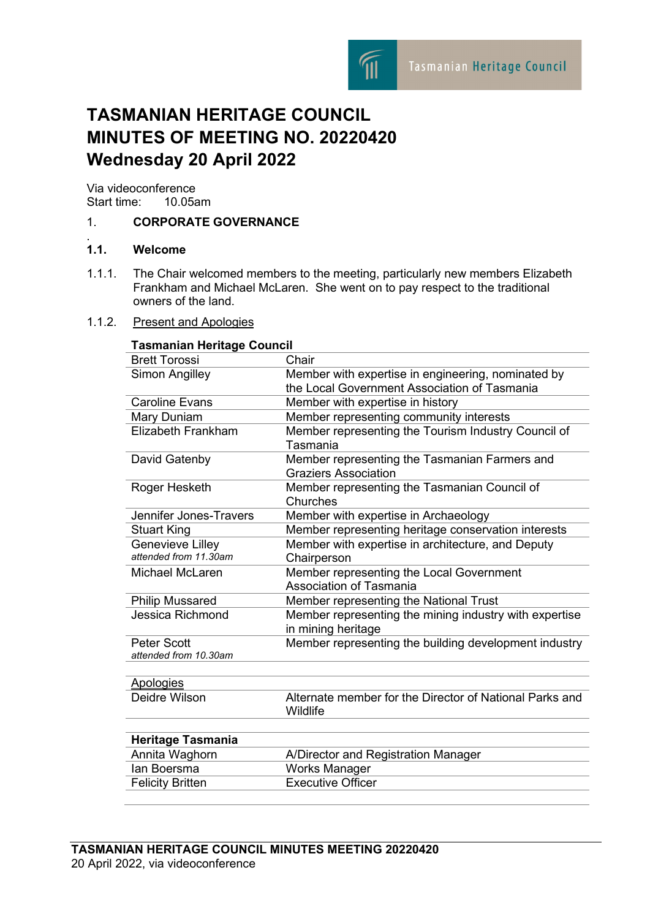# TASMANIAN HERITAGE COUNCIL
# MINUTES OF MEETING NO. 20220420
# Wednesday 20 April 2022

Via videoconference
Start time: 10.05am

1. **CORPORATE GOVERNANCE**

**1.1. Welcome**

1.1.1. The Chair welcomed members to the meeting, particularly new members Elizabeth Frankham and Michael McLaren. She went on to pay respect to the traditional owners of the land.

1.1.2. Present and Apologies

| **Tasmanian Heritage Council** | |
|---|---|
| Brett Torossi | Chair |
| Simon Angilley | Member with expertise in engineering, nominated by the Local Government Association of Tasmania |
| Caroline Evans | Member with expertise in history |
| Mary Duniam | Member representing community interests |
| Elizabeth Frankham | Member representing the Tourism Industry Council of Tasmania |
| David Gatenby | Member representing the Tasmanian Farmers and Graziers Association |
| Roger Hesketh | Member representing the Tasmanian Council of Churches |
| Jennifer Jones-Travers | Member with expertise in Archaeology |
| Stuart King | Member representing heritage conservation interests |
| Genevieve Lilley *attended from 11.30am* | Member with expertise in architecture, and Deputy Chairperson |
| Michael McLaren | Member representing the Local Government Association of Tasmania |
| Philip Mussared | Member representing the National Trust |
| Jessica Richmond | Member representing the mining industry with expertise in mining heritage |
| Peter Scott *attended from 10.30am* | Member representing the building development industry |
| | |
| Apologies | |
| Deidre Wilson | Alternate member for the Director of National Parks and Wildlife |
| | |
| **Heritage Tasmania** | |
| Annita Waghorn | A/Director and Registration Manager |
| Ian Boersma | Works Manager |
| Felicity Britten | Executive Officer |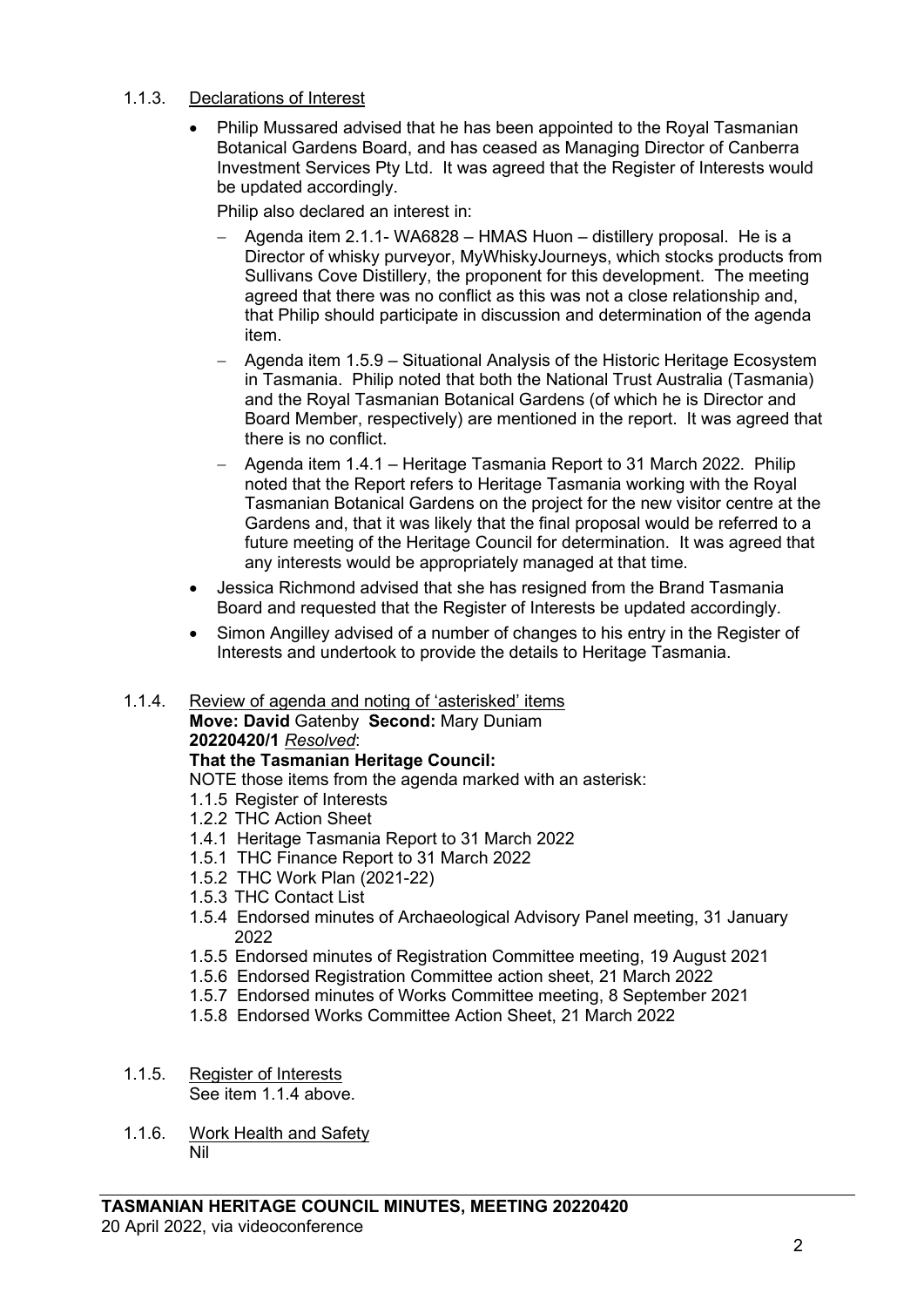1.1.3. Declarations of Interest

- Philip Mussared advised that he has been appointed to the Royal Tasmanian Botanical Gardens Board, and has ceased as Managing Director of Canberra Investment Services Pty Ltd. It was agreed that the Register of Interests would be updated accordingly.

  Philip also declared an interest in:

  - Agenda item 2.1.1- WA6828 – HMAS Huon – distillery proposal. He is a Director of whisky purveyor, MyWhiskyJourneys, which stocks products from Sullivans Cove Distillery, the proponent for this development. The meeting agreed that there was no conflict as this was not a close relationship and, that Philip should participate in discussion and determination of the agenda item.
  - Agenda item 1.5.9 – Situational Analysis of the Historic Heritage Ecosystem in Tasmania. Philip noted that both the National Trust Australia (Tasmania) and the Royal Tasmanian Botanical Gardens (of which he is Director and Board Member, respectively) are mentioned in the report. It was agreed that there is no conflict.
  - Agenda item 1.4.1 – Heritage Tasmania Report to 31 March 2022. Philip noted that the Report refers to Heritage Tasmania working with the Royal Tasmanian Botanical Gardens on the project for the new visitor centre at the Gardens and, that it was likely that the final proposal would be referred to a future meeting of the Heritage Council for determination. It was agreed that any interests would be appropriately managed at that time.

- Jessica Richmond advised that she has resigned from the Brand Tasmania Board and requested that the Register of Interests be updated accordingly.
- Simon Angilley advised of a number of changes to his entry in the Register of Interests and undertook to provide the details to Heritage Tasmania.

1.1.4. Review of agenda and noting of 'asterisked' items

**Move: David** Gatenby **Second:** Mary Duniam

**20220420/1** *Resolved*:

**That the Tasmanian Heritage Council:**

NOTE those items from the agenda marked with an asterisk:

1.1.5 Register of Interests
1.2.2 THC Action Sheet
1.4.1 Heritage Tasmania Report to 31 March 2022
1.5.1 THC Finance Report to 31 March 2022
1.5.2 THC Work Plan (2021-22)
1.5.3 THC Contact List
1.5.4 Endorsed minutes of Archaeological Advisory Panel meeting, 31 January 2022
1.5.5 Endorsed minutes of Registration Committee meeting, 19 August 2021
1.5.6 Endorsed Registration Committee action sheet, 21 March 2022
1.5.7 Endorsed minutes of Works Committee meeting, 8 September 2021
1.5.8 Endorsed Works Committee Action Sheet, 21 March 2022

1.1.5. Register of Interests

See item 1.1.4 above.

1.1.6. Work Health and Safety

Nil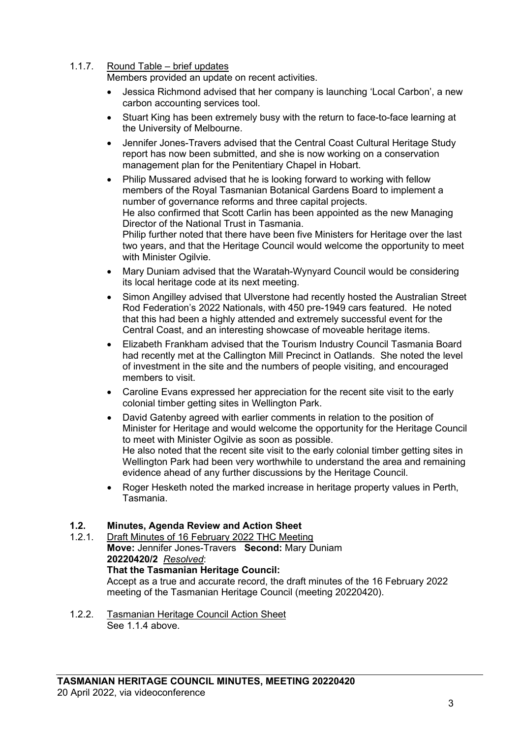1.1.7. Round Table – brief updates

Members provided an update on recent activities.

- Jessica Richmond advised that her company is launching 'Local Carbon', a new carbon accounting services tool.
- Stuart King has been extremely busy with the return to face-to-face learning at the University of Melbourne.
- Jennifer Jones-Travers advised that the Central Coast Cultural Heritage Study report has now been submitted, and she is now working on a conservation management plan for the Penitentiary Chapel in Hobart.
- Philip Mussared advised that he is looking forward to working with fellow members of the Royal Tasmanian Botanical Gardens Board to implement a number of governance reforms and three capital projects.
  He also confirmed that Scott Carlin has been appointed as the new Managing Director of the National Trust in Tasmania.
  Philip further noted that there have been five Ministers for Heritage over the last two years, and that the Heritage Council would welcome the opportunity to meet with Minister Ogilvie.
- Mary Duniam advised that the Waratah-Wynyard Council would be considering its local heritage code at its next meeting.
- Simon Angilley advised that Ulverstone had recently hosted the Australian Street Rod Federation's 2022 Nationals, with 450 pre-1949 cars featured. He noted that this had been a highly attended and extremely successful event for the Central Coast, and an interesting showcase of moveable heritage items.
- Elizabeth Frankham advised that the Tourism Industry Council Tasmania Board had recently met at the Callington Mill Precinct in Oatlands. She noted the level of investment in the site and the numbers of people visiting, and encouraged members to visit.
- Caroline Evans expressed her appreciation for the recent site visit to the early colonial timber getting sites in Wellington Park.
- David Gatenby agreed with earlier comments in relation to the position of Minister for Heritage and would welcome the opportunity for the Heritage Council to meet with Minister Ogilvie as soon as possible.
  He also noted that the recent site visit to the early colonial timber getting sites in Wellington Park had been very worthwhile to understand the area and remaining evidence ahead of any further discussions by the Heritage Council.
- Roger Hesketh noted the marked increase in heritage property values in Perth, Tasmania.

## 1.2. Minutes, Agenda Review and Action Sheet

1.2.1. Draft Minutes of 16 February 2022 THC Meeting

**Move:** Jennifer Jones-Travers **Second:** Mary Duniam

**20220420/2** *Resolved*:

**That the Tasmanian Heritage Council:**

Accept as a true and accurate record, the draft minutes of the 16 February 2022 meeting of the Tasmanian Heritage Council (meeting 20220420).

1.2.2. Tasmanian Heritage Council Action Sheet

See 1.1.4 above.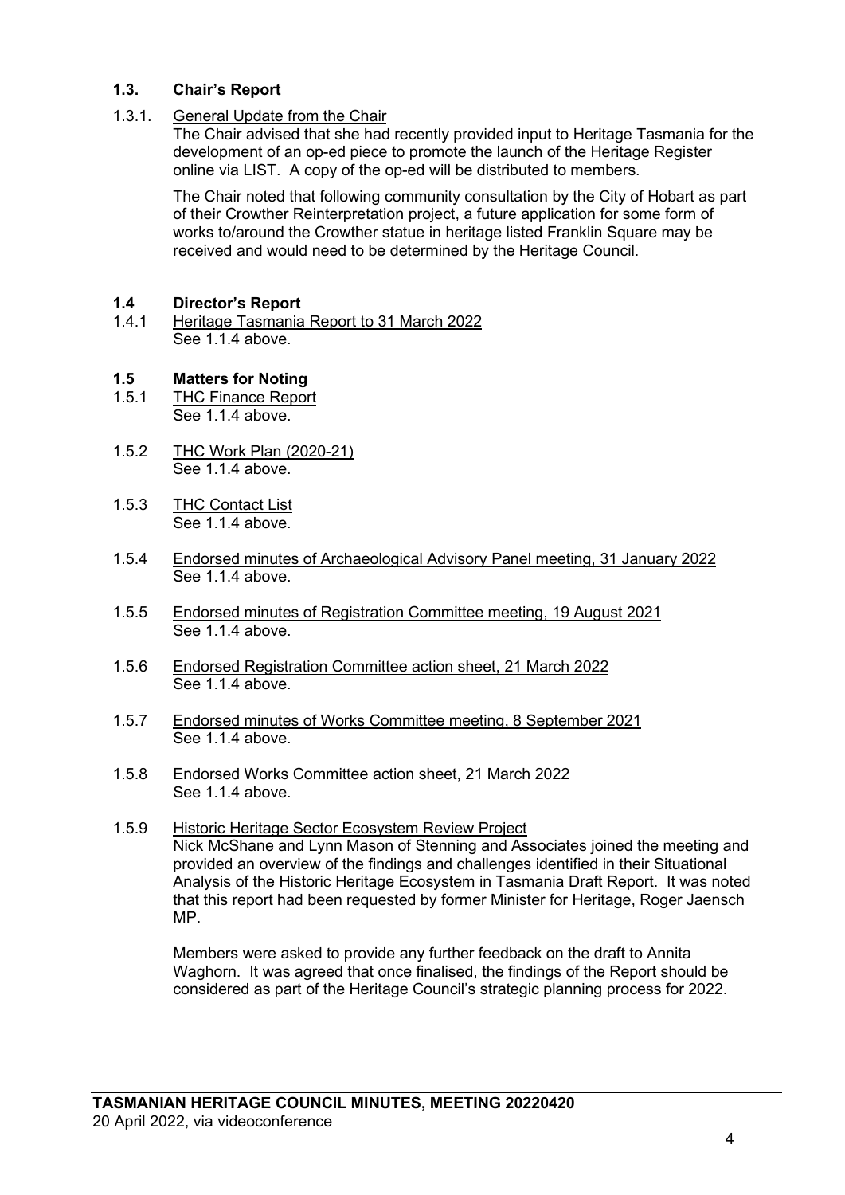### 1.3. Chair's Report

1.3.1. General Update from the Chair

The Chair advised that she had recently provided input to Heritage Tasmania for the development of an op-ed piece to promote the launch of the Heritage Register online via LIST. A copy of the op-ed will be distributed to members.

The Chair noted that following community consultation by the City of Hobart as part of their Crowther Reinterpretation project, a future application for some form of works to/around the Crowther statue in heritage listed Franklin Square may be received and would need to be determined by the Heritage Council.

### 1.4 Director's Report

1.4.1 Heritage Tasmania Report to 31 March 2022

See 1.1.4 above.

### 1.5 Matters for Noting

1.5.1 THC Finance Report

See 1.1.4 above.

1.5.2 THC Work Plan (2020-21)

See 1.1.4 above.

1.5.3 THC Contact List

See 1.1.4 above.

1.5.4 Endorsed minutes of Archaeological Advisory Panel meeting, 31 January 2022

See 1.1.4 above.

1.5.5 Endorsed minutes of Registration Committee meeting, 19 August 2021

See 1.1.4 above.

1.5.6 Endorsed Registration Committee action sheet, 21 March 2022

See 1.1.4 above.

1.5.7 Endorsed minutes of Works Committee meeting, 8 September 2021

See 1.1.4 above.

1.5.8 Endorsed Works Committee action sheet, 21 March 2022

See 1.1.4 above.

1.5.9 Historic Heritage Sector Ecosystem Review Project

Nick McShane and Lynn Mason of Stenning and Associates joined the meeting and provided an overview of the findings and challenges identified in their Situational Analysis of the Historic Heritage Ecosystem in Tasmania Draft Report. It was noted that this report had been requested by former Minister for Heritage, Roger Jaensch MP.

Members were asked to provide any further feedback on the draft to Annita Waghorn. It was agreed that once finalised, the findings of the Report should be considered as part of the Heritage Council's strategic planning process for 2022.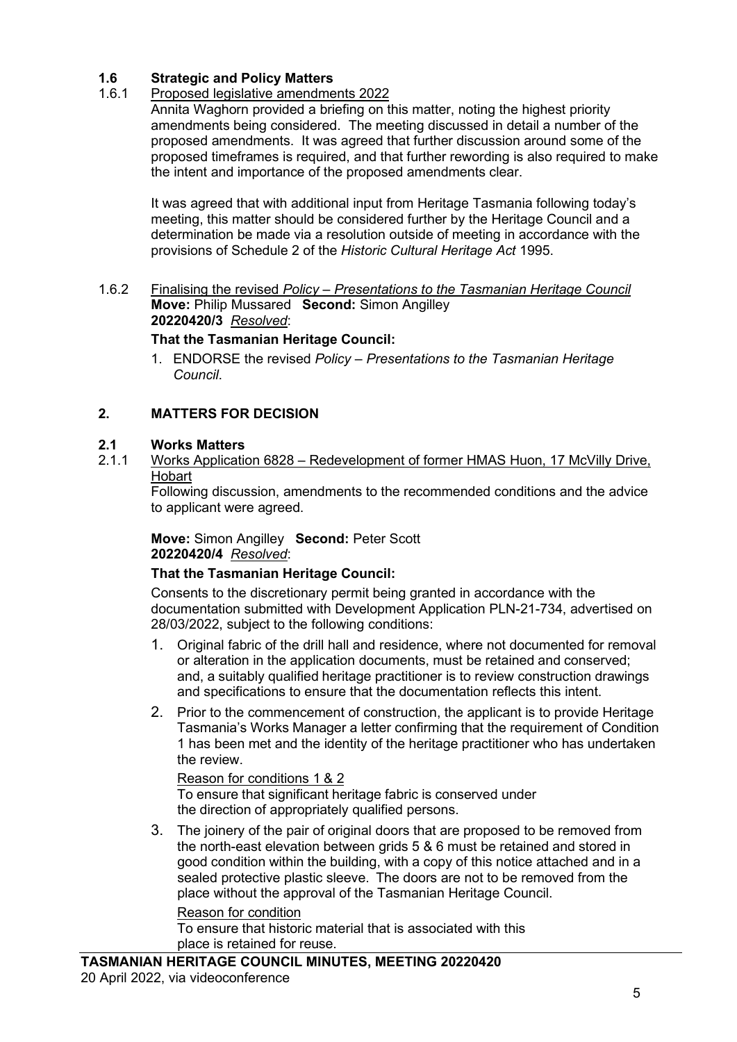### 1.6 Strategic and Policy Matters

1.6.1 Proposed legislative amendments 2022

Annita Waghorn provided a briefing on this matter, noting the highest priority amendments being considered. The meeting discussed in detail a number of the proposed amendments. It was agreed that further discussion around some of the proposed timeframes is required, and that further rewording is also required to make the intent and importance of the proposed amendments clear.

It was agreed that with additional input from Heritage Tasmania following today's meeting, this matter should be considered further by the Heritage Council and a determination be made via a resolution outside of meeting in accordance with the provisions of Schedule 2 of the *Historic Cultural Heritage Act* 1995.

1.6.2 Finalising the revised *Policy – Presentations to the Tasmanian Heritage Council*

**Move:** Philip Mussared **Second:** Simon Angilley
**20220420/3** *Resolved*:

**That the Tasmanian Heritage Council:**

1. ENDORSE the revised *Policy – Presentations to the Tasmanian Heritage Council*.

## 2. MATTERS FOR DECISION

### 2.1 Works Matters

2.1.1 Works Application 6828 – Redevelopment of former HMAS Huon, 17 McVilly Drive, Hobart

Following discussion, amendments to the recommended conditions and the advice to applicant were agreed.

**Move:** Simon Angilley **Second:** Peter Scott
**20220420/4** *Resolved*:

**That the Tasmanian Heritage Council:**

Consents to the discretionary permit being granted in accordance with the documentation submitted with Development Application PLN-21-734, advertised on 28/03/2022, subject to the following conditions:

1. Original fabric of the drill hall and residence, where not documented for removal or alteration in the application documents, must be retained and conserved; and, a suitably qualified heritage practitioner is to review construction drawings and specifications to ensure that the documentation reflects this intent.
2. Prior to the commencement of construction, the applicant is to provide Heritage Tasmania's Works Manager a letter confirming that the requirement of Condition 1 has been met and the identity of the heritage practitioner who has undertaken the review.

   Reason for conditions 1 & 2
   To ensure that significant heritage fabric is conserved under the direction of appropriately qualified persons.

3. The joinery of the pair of original doors that are proposed to be removed from the north-east elevation between grids 5 & 6 must be retained and stored in good condition within the building, with a copy of this notice attached and in a sealed protective plastic sleeve. The doors are not to be removed from the place without the approval of the Tasmanian Heritage Council.

   Reason for condition
   To ensure that historic material that is associated with this place is retained for reuse.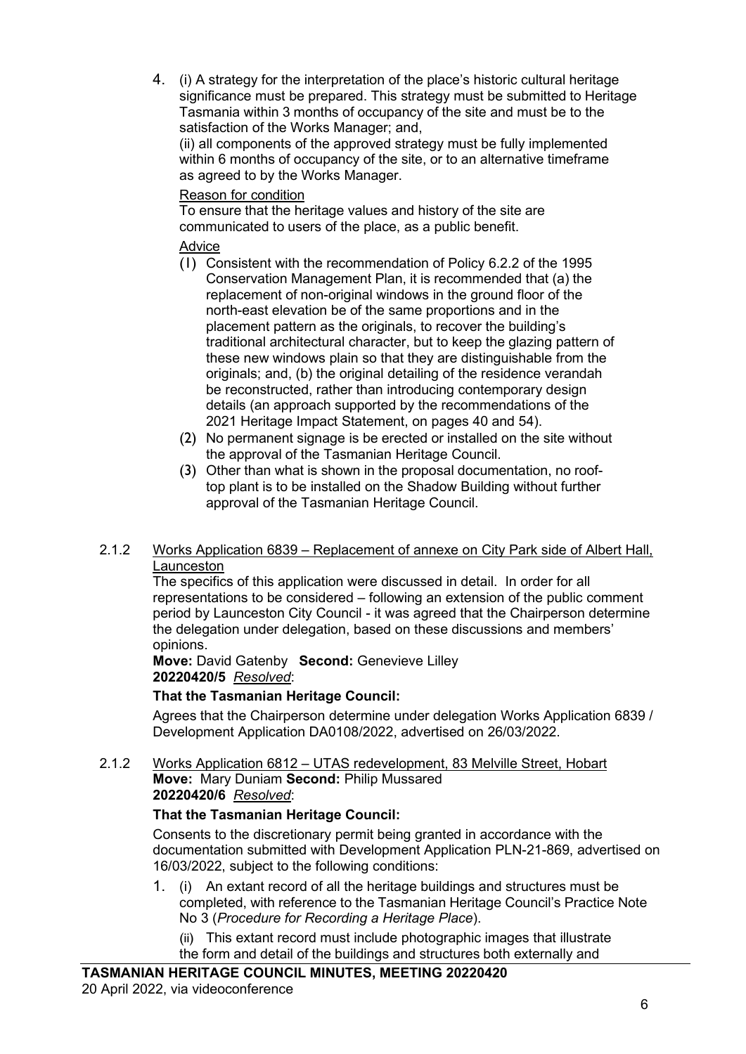4. (i) A strategy for the interpretation of the place's historic cultural heritage significance must be prepared. This strategy must be submitted to Heritage Tasmania within 3 months of occupancy of the site and must be to the satisfaction of the Works Manager; and,

   (ii) all components of the approved strategy must be fully implemented within 6 months of occupancy of the site, or to an alternative timeframe as agreed to by the Works Manager.

   Reason for condition

   To ensure that the heritage values and history of the site are communicated to users of the place, as a public benefit.

   Advice

   (1) Consistent with the recommendation of Policy 6.2.2 of the 1995 Conservation Management Plan, it is recommended that (a) the replacement of non-original windows in the ground floor of the north-east elevation be of the same proportions and in the placement pattern as the originals, to recover the building's traditional architectural character, but to keep the glazing pattern of these new windows plain so that they are distinguishable from the originals; and, (b) the original detailing of the residence verandah be reconstructed, rather than introducing contemporary design details (an approach supported by the recommendations of the 2021 Heritage Impact Statement, on pages 40 and 54).

   (2) No permanent signage is be erected or installed on the site without the approval of the Tasmanian Heritage Council.

   (3) Other than what is shown in the proposal documentation, no roof-top plant is to be installed on the Shadow Building without further approval of the Tasmanian Heritage Council.

2.1.2 Works Application 6839 – Replacement of annexe on City Park side of Albert Hall, Launceston

The specifics of this application were discussed in detail. In order for all representations to be considered – following an extension of the public comment period by Launceston City Council - it was agreed that the Chairperson determine the delegation under delegation, based on these discussions and members' opinions.

**Move:** David Gatenby **Second:** Genevieve Lilley

**20220420/5** *Resolved*:

**That the Tasmanian Heritage Council:**

Agrees that the Chairperson determine under delegation Works Application 6839 / Development Application DA0108/2022, advertised on 26/03/2022.

2.1.2 Works Application 6812 – UTAS redevelopment, 83 Melville Street, Hobart

**Move:** Mary Duniam **Second:** Philip Mussared

**20220420/6** *Resolved*:

**That the Tasmanian Heritage Council:**

Consents to the discretionary permit being granted in accordance with the documentation submitted with Development Application PLN-21-869, advertised on 16/03/2022, subject to the following conditions:

1. (i) An extant record of all the heritage buildings and structures must be completed, with reference to the Tasmanian Heritage Council's Practice Note No 3 (*Procedure for Recording a Heritage Place*).

   (ii) This extant record must include photographic images that illustrate the form and detail of the buildings and structures both externally and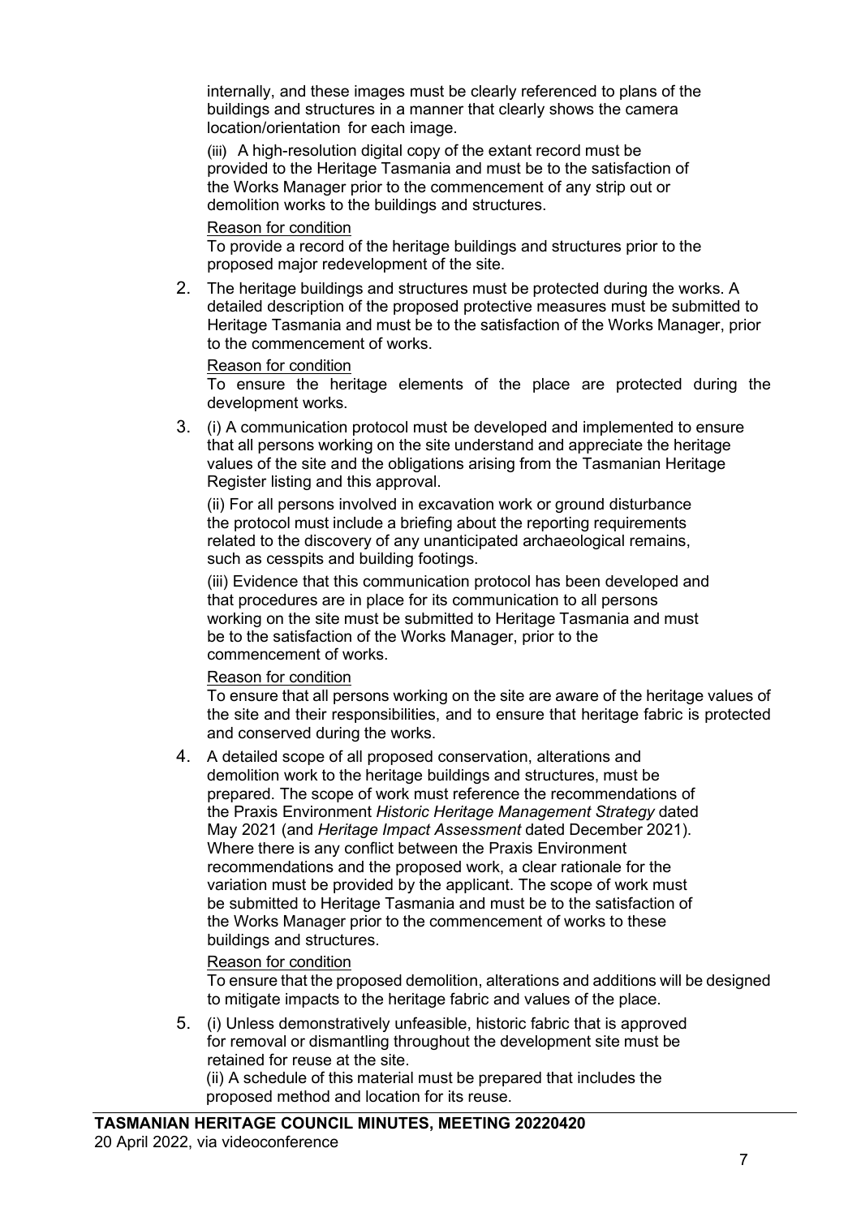internally, and these images must be clearly referenced to plans of the buildings and structures in a manner that clearly shows the camera location/orientation for each image.

(iii) A high-resolution digital copy of the extant record must be provided to the Heritage Tasmania and must be to the satisfaction of the Works Manager prior to the commencement of any strip out or demolition works to the buildings and structures.

Reason for condition

To provide a record of the heritage buildings and structures prior to the proposed major redevelopment of the site.

2. The heritage buildings and structures must be protected during the works. A detailed description of the proposed protective measures must be submitted to Heritage Tasmania and must be to the satisfaction of the Works Manager, prior to the commencement of works.

   Reason for condition

   To ensure the heritage elements of the place are protected during the development works.

3. (i) A communication protocol must be developed and implemented to ensure that all persons working on the site understand and appreciate the heritage values of the site and the obligations arising from the Tasmanian Heritage Register listing and this approval.

   (ii) For all persons involved in excavation work or ground disturbance the protocol must include a briefing about the reporting requirements related to the discovery of any unanticipated archaeological remains, such as cesspits and building footings.

   (iii) Evidence that this communication protocol has been developed and that procedures are in place for its communication to all persons working on the site must be submitted to Heritage Tasmania and must be to the satisfaction of the Works Manager, prior to the commencement of works.

   Reason for condition

   To ensure that all persons working on the site are aware of the heritage values of the site and their responsibilities, and to ensure that heritage fabric is protected and conserved during the works.

4. A detailed scope of all proposed conservation, alterations and demolition work to the heritage buildings and structures, must be prepared. The scope of work must reference the recommendations of the Praxis Environment *Historic Heritage Management Strategy* dated May 2021 (and *Heritage Impact Assessment* dated December 2021). Where there is any conflict between the Praxis Environment recommendations and the proposed work, a clear rationale for the variation must be provided by the applicant. The scope of work must be submitted to Heritage Tasmania and must be to the satisfaction of the Works Manager prior to the commencement of works to these buildings and structures.

   Reason for condition

   To ensure that the proposed demolition, alterations and additions will be designed to mitigate impacts to the heritage fabric and values of the place.

5. (i) Unless demonstratively unfeasible, historic fabric that is approved for removal or dismantling throughout the development site must be retained for reuse at the site.

   (ii) A schedule of this material must be prepared that includes the proposed method and location for its reuse.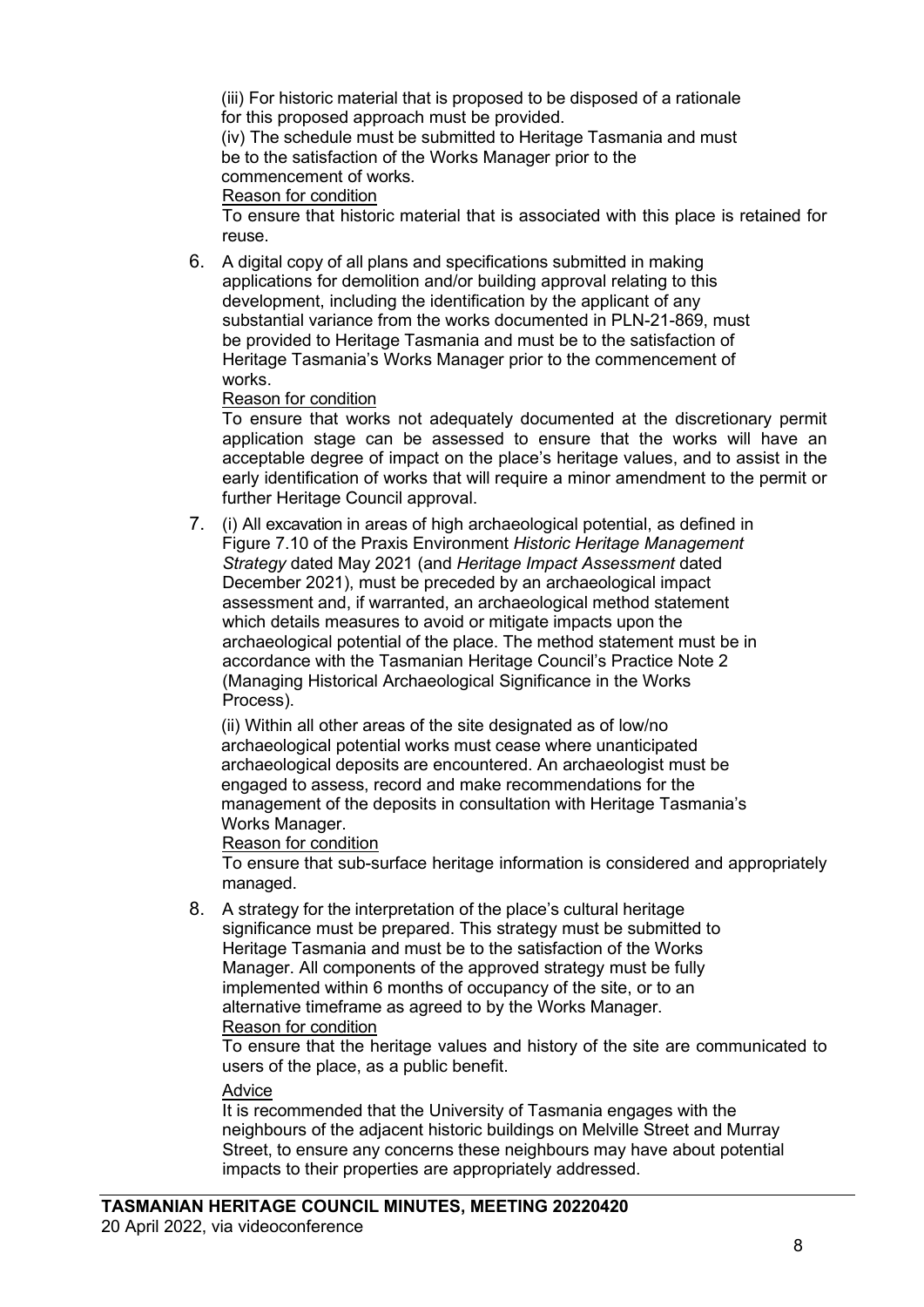(iii) For historic material that is proposed to be disposed of a rationale for this proposed approach must be provided.

(iv) The schedule must be submitted to Heritage Tasmania and must be to the satisfaction of the Works Manager prior to the commencement of works.

Reason for condition

To ensure that historic material that is associated with this place is retained for reuse.

6. A digital copy of all plans and specifications submitted in making applications for demolition and/or building approval relating to this development, including the identification by the applicant of any substantial variance from the works documented in PLN-21-869, must be provided to Heritage Tasmania and must be to the satisfaction of Heritage Tasmania's Works Manager prior to the commencement of works.

   Reason for condition

   To ensure that works not adequately documented at the discretionary permit application stage can be assessed to ensure that the works will have an acceptable degree of impact on the place's heritage values, and to assist in the early identification of works that will require a minor amendment to the permit or further Heritage Council approval.

7. (i) All excavation in areas of high archaeological potential, as defined in Figure 7.10 of the Praxis Environment *Historic Heritage Management Strategy* dated May 2021 (and *Heritage Impact Assessment* dated December 2021), must be preceded by an archaeological impact assessment and, if warranted, an archaeological method statement which details measures to avoid or mitigate impacts upon the archaeological potential of the place. The method statement must be in accordance with the Tasmanian Heritage Council's Practice Note 2 (Managing Historical Archaeological Significance in the Works Process).

   (ii) Within all other areas of the site designated as of low/no archaeological potential works must cease where unanticipated archaeological deposits are encountered. An archaeologist must be engaged to assess, record and make recommendations for the management of the deposits in consultation with Heritage Tasmania's Works Manager.

   Reason for condition

   To ensure that sub-surface heritage information is considered and appropriately managed.

8. A strategy for the interpretation of the place's cultural heritage significance must be prepared. This strategy must be submitted to Heritage Tasmania and must be to the satisfaction of the Works Manager. All components of the approved strategy must be fully implemented within 6 months of occupancy of the site, or to an alternative timeframe as agreed to by the Works Manager.

   Reason for condition

   To ensure that the heritage values and history of the site are communicated to users of the place, as a public benefit.

   Advice

   It is recommended that the University of Tasmania engages with the neighbours of the adjacent historic buildings on Melville Street and Murray Street, to ensure any concerns these neighbours may have about potential impacts to their properties are appropriately addressed.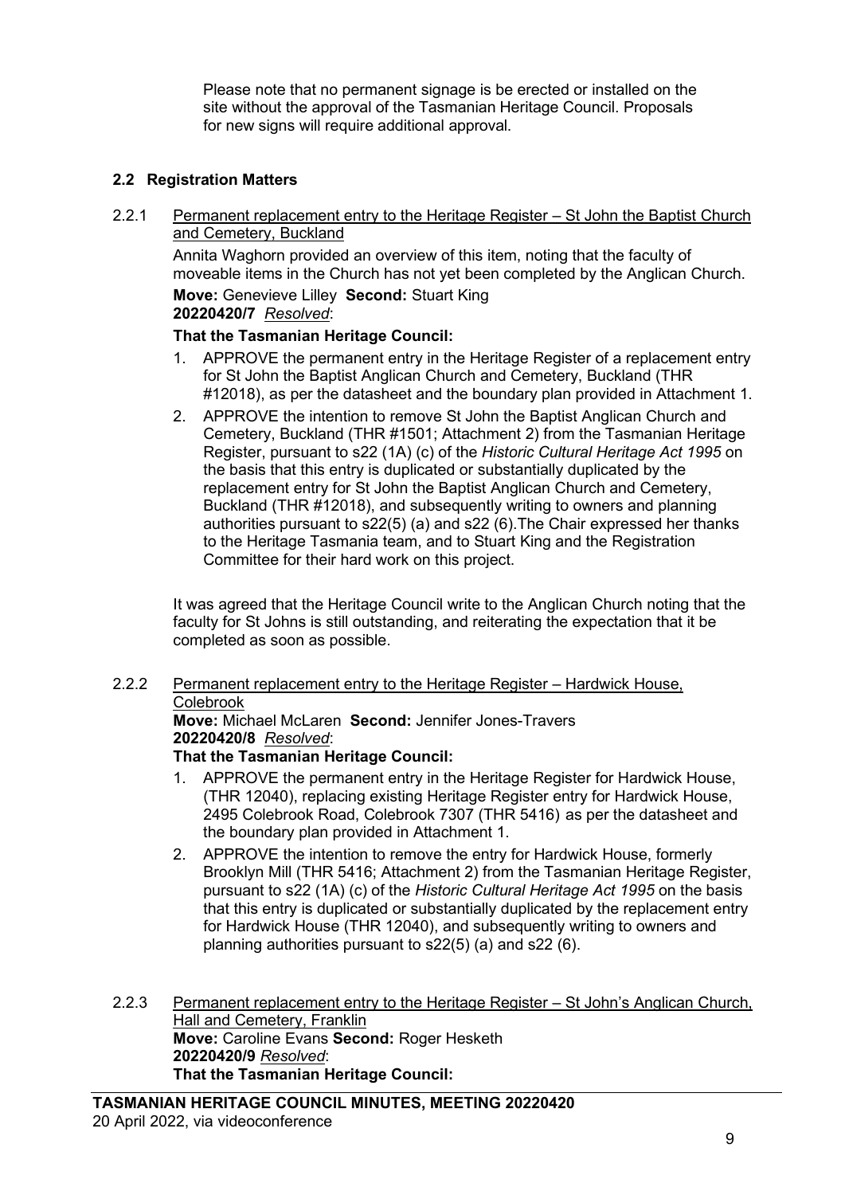Please note that no permanent signage is be erected or installed on the site without the approval of the Tasmanian Heritage Council. Proposals for new signs will require additional approval.

## 2.2 Registration Matters

2.2.1 Permanent replacement entry to the Heritage Register – St John the Baptist Church and Cemetery, Buckland

Annita Waghorn provided an overview of this item, noting that the faculty of moveable items in the Church has not yet been completed by the Anglican Church.

**Move:** Genevieve Lilley **Second:** Stuart King
**20220420/7** *Resolved*:

**That the Tasmanian Heritage Council:**

1. APPROVE the permanent entry in the Heritage Register of a replacement entry for St John the Baptist Anglican Church and Cemetery, Buckland (THR #12018), as per the datasheet and the boundary plan provided in Attachment 1.
2. APPROVE the intention to remove St John the Baptist Anglican Church and Cemetery, Buckland (THR #1501; Attachment 2) from the Tasmanian Heritage Register, pursuant to s22 (1A) (c) of the *Historic Cultural Heritage Act 1995* on the basis that this entry is duplicated or substantially duplicated by the replacement entry for St John the Baptist Anglican Church and Cemetery, Buckland (THR #12018), and subsequently writing to owners and planning authorities pursuant to s22(5) (a) and s22 (6).The Chair expressed her thanks to the Heritage Tasmania team, and to Stuart King and the Registration Committee for their hard work on this project.

It was agreed that the Heritage Council write to the Anglican Church noting that the faculty for St Johns is still outstanding, and reiterating the expectation that it be completed as soon as possible.

2.2.2 Permanent replacement entry to the Heritage Register – Hardwick House, Colebrook

**Move:** Michael McLaren **Second:** Jennifer Jones-Travers
**20220420/8** *Resolved*:
**That the Tasmanian Heritage Council:**

1. APPROVE the permanent entry in the Heritage Register for Hardwick House, (THR 12040), replacing existing Heritage Register entry for Hardwick House, 2495 Colebrook Road, Colebrook 7307 (THR 5416) as per the datasheet and the boundary plan provided in Attachment 1.
2. APPROVE the intention to remove the entry for Hardwick House, formerly Brooklyn Mill (THR 5416; Attachment 2) from the Tasmanian Heritage Register, pursuant to s22 (1A) (c) of the *Historic Cultural Heritage Act 1995* on the basis that this entry is duplicated or substantially duplicated by the replacement entry for Hardwick House (THR 12040), and subsequently writing to owners and planning authorities pursuant to s22(5) (a) and s22 (6).

2.2.3 Permanent replacement entry to the Heritage Register – St John's Anglican Church, Hall and Cemetery, Franklin

**Move:** Caroline Evans **Second:** Roger Hesketh
**20220420/9** *Resolved*:
**That the Tasmanian Heritage Council:**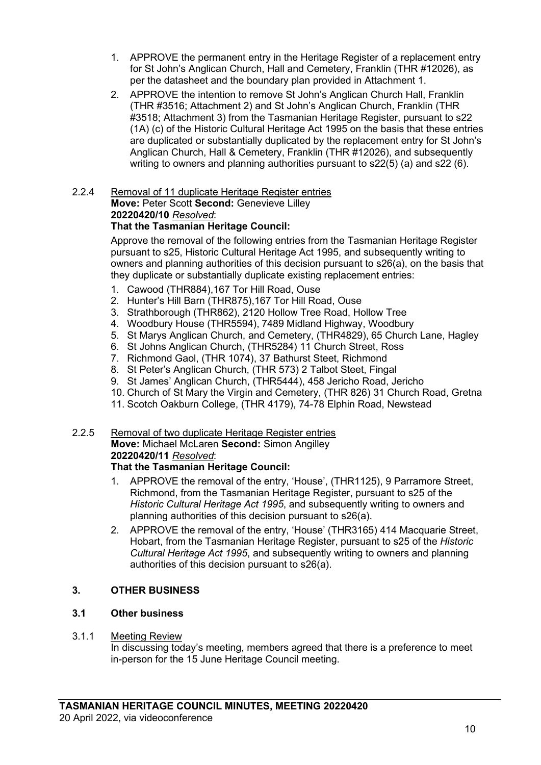1. APPROVE the permanent entry in the Heritage Register of a replacement entry for St John's Anglican Church, Hall and Cemetery, Franklin (THR #12026), as per the datasheet and the boundary plan provided in Attachment 1.
2. APPROVE the intention to remove St John's Anglican Church Hall, Franklin (THR #3516; Attachment 2) and St John's Anglican Church, Franklin (THR #3518; Attachment 3) from the Tasmanian Heritage Register, pursuant to s22 (1A) (c) of the Historic Cultural Heritage Act 1995 on the basis that these entries are duplicated or substantially duplicated by the replacement entry for St John's Anglican Church, Hall & Cemetery, Franklin (THR #12026), and subsequently writing to owners and planning authorities pursuant to s22(5) (a) and s22 (6).

2.2.4 Removal of 11 duplicate Heritage Register entries

**Move:** Peter Scott **Second:** Genevieve Lilley

**20220420/10** *Resolved*:

**That the Tasmanian Heritage Council:**

Approve the removal of the following entries from the Tasmanian Heritage Register pursuant to s25, Historic Cultural Heritage Act 1995, and subsequently writing to owners and planning authorities of this decision pursuant to s26(a), on the basis that they duplicate or substantially duplicate existing replacement entries:

1. Cawood (THR884),167 Tor Hill Road, Ouse
2. Hunter's Hill Barn (THR875),167 Tor Hill Road, Ouse
3. Strathborough (THR862), 2120 Hollow Tree Road, Hollow Tree
4. Woodbury House (THR5594), 7489 Midland Highway, Woodbury
5. St Marys Anglican Church, and Cemetery, (THR4829), 65 Church Lane, Hagley
6. St Johns Anglican Church, (THR5284) 11 Church Street, Ross
7. Richmond Gaol, (THR 1074), 37 Bathurst Steet, Richmond
8. St Peter's Anglican Church, (THR 573) 2 Talbot Steet, Fingal
9. St James' Anglican Church, (THR5444), 458 Jericho Road, Jericho
10. Church of St Mary the Virgin and Cemetery, (THR 826) 31 Church Road, Gretna
11. Scotch Oakburn College, (THR 4179), 74-78 Elphin Road, Newstead

2.2.5 Removal of two duplicate Heritage Register entries

**Move:** Michael McLaren **Second:** Simon Angilley

**20220420/11** *Resolved*:

**That the Tasmanian Heritage Council:**

1. APPROVE the removal of the entry, 'House', (THR1125), 9 Parramore Street, Richmond, from the Tasmanian Heritage Register, pursuant to s25 of the *Historic Cultural Heritage Act 1995*, and subsequently writing to owners and planning authorities of this decision pursuant to s26(a).
2. APPROVE the removal of the entry, 'House' (THR3165) 414 Macquarie Street, Hobart, from the Tasmanian Heritage Register, pursuant to s25 of the *Historic Cultural Heritage Act 1995*, and subsequently writing to owners and planning authorities of this decision pursuant to s26(a).

## 3. OTHER BUSINESS

### 3.1 Other business

3.1.1 Meeting Review

In discussing today's meeting, members agreed that there is a preference to meet in-person for the 15 June Heritage Council meeting.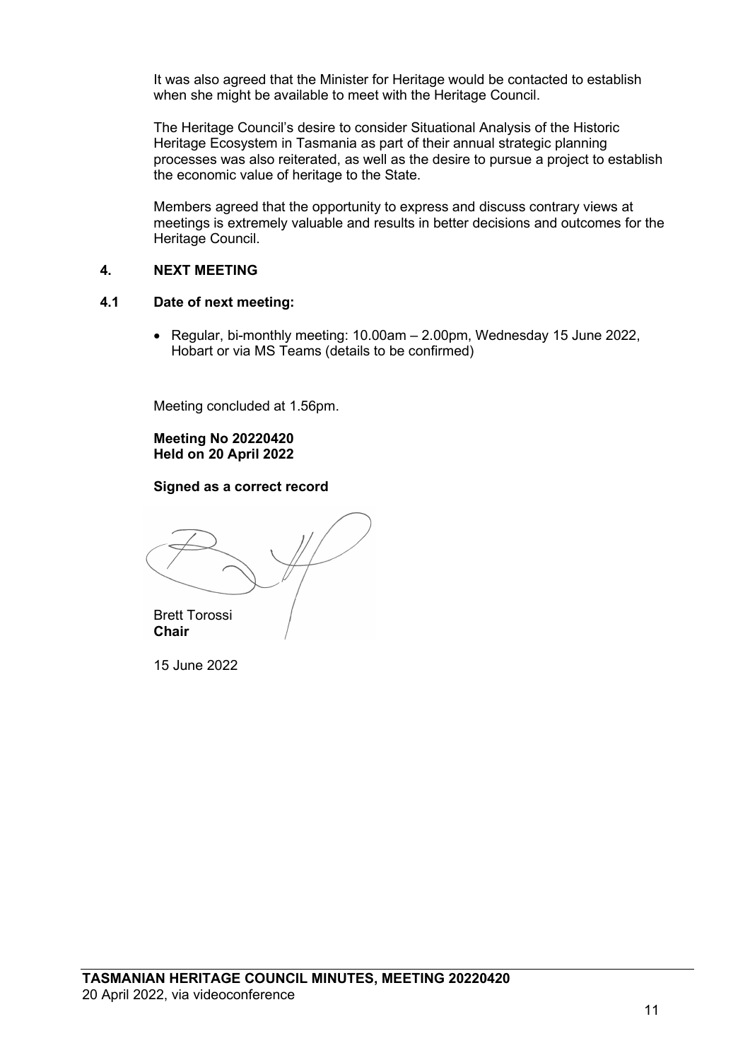It was also agreed that the Minister for Heritage would be contacted to establish when she might be available to meet with the Heritage Council.

The Heritage Council's desire to consider Situational Analysis of the Historic Heritage Ecosystem in Tasmania as part of their annual strategic planning processes was also reiterated, as well as the desire to pursue a project to establish the economic value of heritage to the State.

Members agreed that the opportunity to express and discuss contrary views at meetings is extremely valuable and results in better decisions and outcomes for the Heritage Council.

## 4. NEXT MEETING

### 4.1 Date of next meeting:

- Regular, bi-monthly meeting: 10.00am – 2.00pm, Wednesday 15 June 2022, Hobart or via MS Teams (details to be confirmed)

Meeting concluded at 1.56pm.

**Meeting No 20220420**
**Held on 20 April 2022**

**Signed as a correct record**

Brett Torossi
**Chair**

15 June 2022